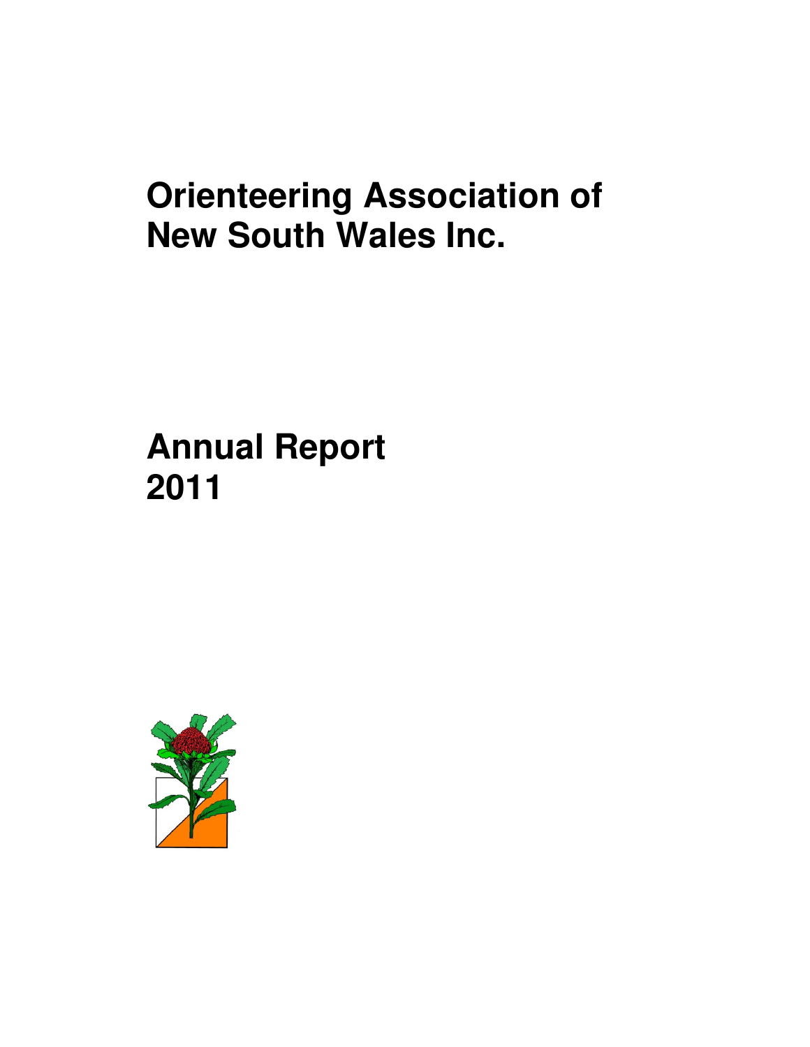# Orienteering Association of New South Wales Inc.

# Annual Report 2011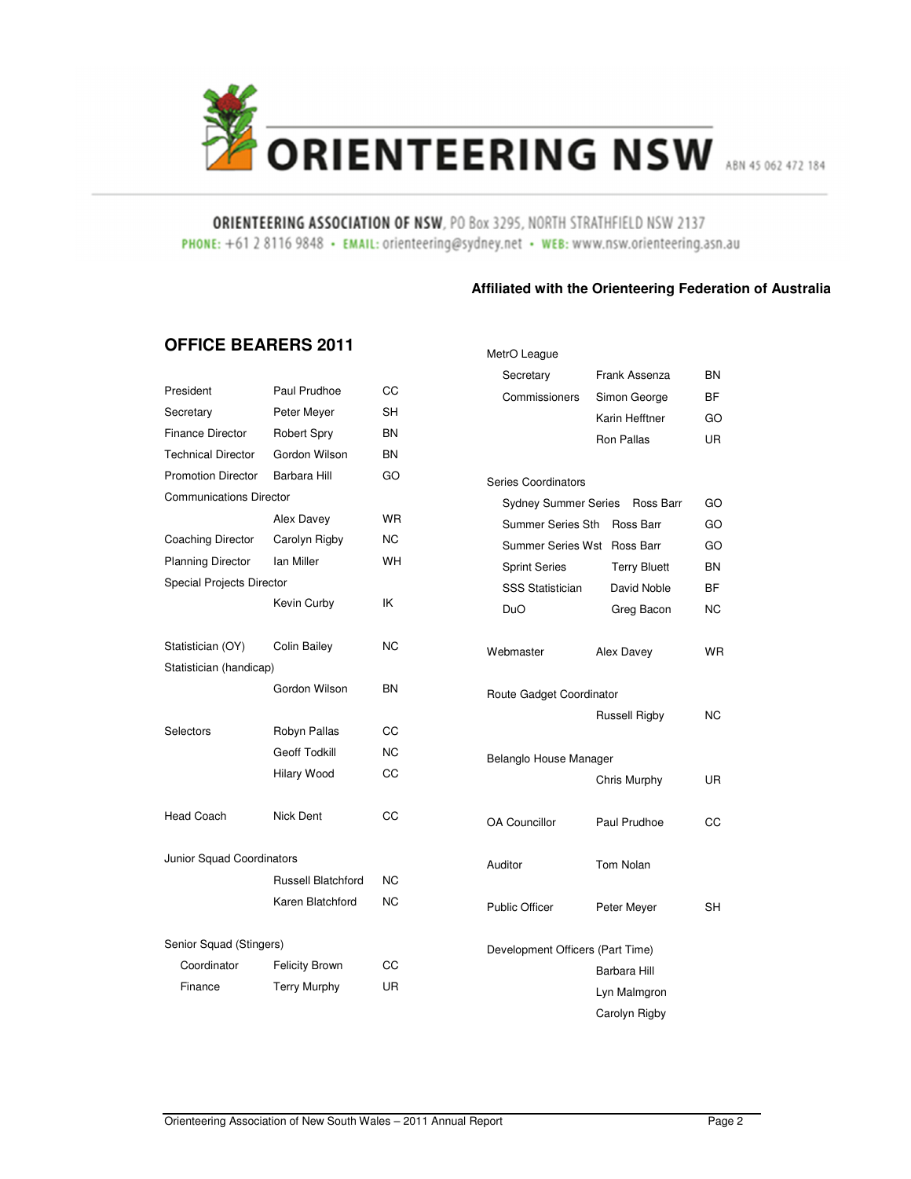ORIENTEERING NSW ABN 45 062 472 184

**ORIENTEERING ASSOCIATION OF NSW**, PO Box 3295, NORTH STRATHFIELD NSW 2137
PHONE: +61 2 8116 9848 • EMAIL: orienteering@sydney.net • WEB: www.nsw.orienteering.asn.au

**Affiliated with the Orienteering Federation of Australia**

## OFFICE BEARERS 2011

| Role | Name | Club |
|---|---|---|
| President | Paul Prudhoe | CC |
| Secretary | Peter Meyer | SH |
| Finance Director | Robert Spry | BN |
| Technical Director | Gordon Wilson | BN |
| Promotion Director | Barbara Hill | GO |
| Communications Director | Alex Davey | WR |
| Coaching Director | Carolyn Rigby | NC |
| Planning Director | Ian Miller | WH |
| Special Projects Director | Kevin Curby | IK |
| Statistician (OY) | Colin Bailey | NC |
| Statistician (handicap) | Gordon Wilson | BN |
| Selectors | Robyn Pallas | CC |
| | Geoff Todkill | NC |
| | Hilary Wood | CC |
| Head Coach | Nick Dent | CC |
| Junior Squad Coordinators | Russell Blatchford | NC |
| | Karen Blatchford | NC |
| Senior Squad (Stingers) | | |
| Coordinator | Felicity Brown | CC |
| Finance | Terry Murphy | UR |

| Role | Name | Club |
|---|---|---|
| MetrO League | | |
| Secretary | Frank Assenza | BN |
| Commissioners | Simon George | BF |
| | Karin Hefftner | GO |
| | Ron Pallas | UR |
| Series Coordinators | | |
| Sydney Summer Series | Ross Barr | GO |
| Summer Series Sth | Ross Barr | GO |
| Summer Series Wst | Ross Barr | GO |
| Sprint Series | Terry Bluett | BN |
| SSS Statistician | David Noble | BF |
| DuO | Greg Bacon | NC |
| Webmaster | Alex Davey | WR |
| Route Gadget Coordinator | Russell Rigby | NC |
| Belanglo House Manager | Chris Murphy | UR |
| OA Councillor | Paul Prudhoe | CC |
| Auditor | Tom Nolan | |
| Public Officer | Peter Meyer | SH |
| Development Officers (Part Time) | Barbara Hill | |
| | Lyn Malmgron | |
| | Carolyn Rigby | |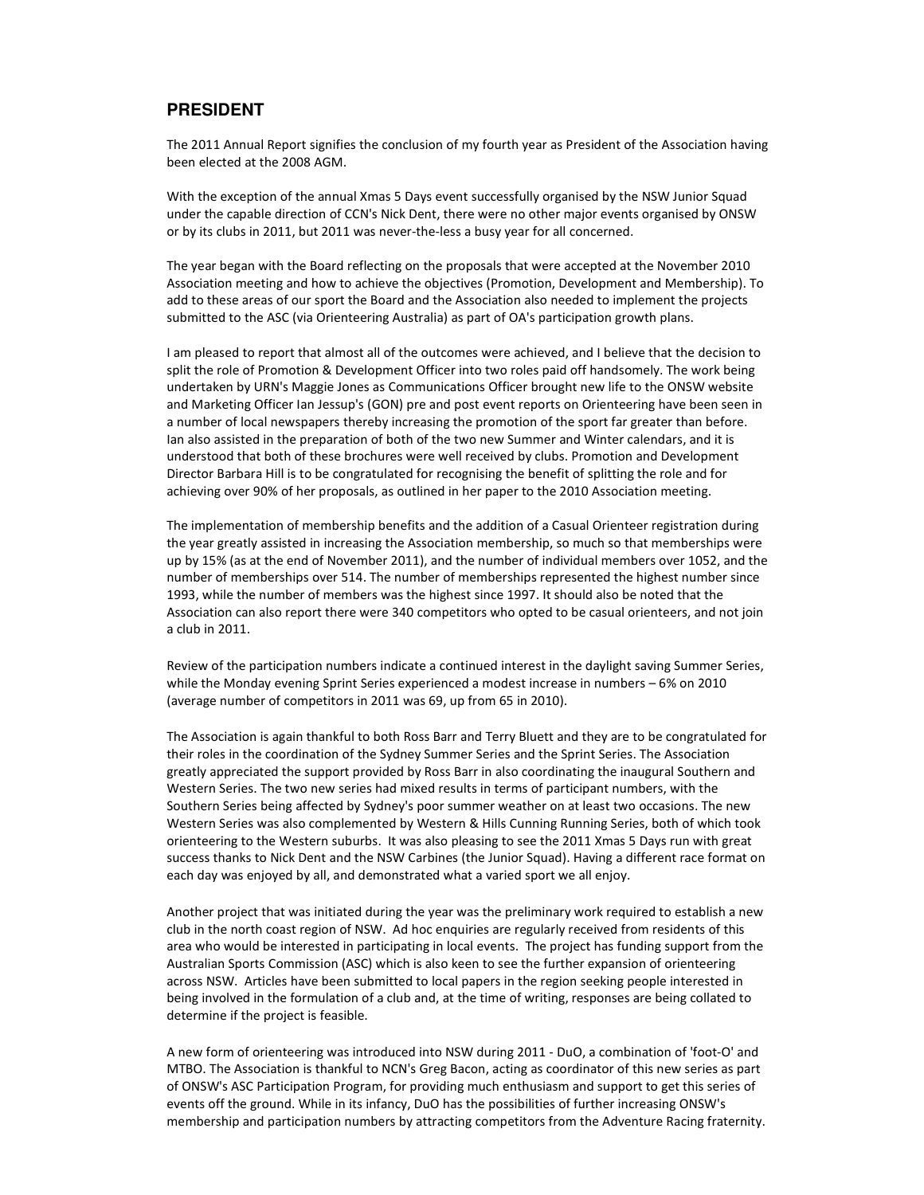## PRESIDENT

The 2011 Annual Report signifies the conclusion of my fourth year as President of the Association having been elected at the 2008 AGM.

With the exception of the annual Xmas 5 Days event successfully organised by the NSW Junior Squad under the capable direction of CCN's Nick Dent, there were no other major events organised by ONSW or by its clubs in 2011, but 2011 was never-the-less a busy year for all concerned.

The year began with the Board reflecting on the proposals that were accepted at the November 2010 Association meeting and how to achieve the objectives (Promotion, Development and Membership). To add to these areas of our sport the Board and the Association also needed to implement the projects submitted to the ASC (via Orienteering Australia) as part of OA's participation growth plans.

I am pleased to report that almost all of the outcomes were achieved, and I believe that the decision to split the role of Promotion & Development Officer into two roles paid off handsomely. The work being undertaken by URN's Maggie Jones as Communications Officer brought new life to the ONSW website and Marketing Officer Ian Jessup's (GON) pre and post event reports on Orienteering have been seen in a number of local newspapers thereby increasing the promotion of the sport far greater than before. Ian also assisted in the preparation of both of the two new Summer and Winter calendars, and it is understood that both of these brochures were well received by clubs. Promotion and Development Director Barbara Hill is to be congratulated for recognising the benefit of splitting the role and for achieving over 90% of her proposals, as outlined in her paper to the 2010 Association meeting.

The implementation of membership benefits and the addition of a Casual Orienteer registration during the year greatly assisted in increasing the Association membership, so much so that memberships were up by 15% (as at the end of November 2011), and the number of individual members over 1052, and the number of memberships over 514. The number of memberships represented the highest number since 1993, while the number of members was the highest since 1997. It should also be noted that the Association can also report there were 340 competitors who opted to be casual orienteers, and not join a club in 2011.

Review of the participation numbers indicate a continued interest in the daylight saving Summer Series, while the Monday evening Sprint Series experienced a modest increase in numbers – 6% on 2010 (average number of competitors in 2011 was 69, up from 65 in 2010).

The Association is again thankful to both Ross Barr and Terry Bluett and they are to be congratulated for their roles in the coordination of the Sydney Summer Series and the Sprint Series. The Association greatly appreciated the support provided by Ross Barr in also coordinating the inaugural Southern and Western Series. The two new series had mixed results in terms of participant numbers, with the Southern Series being affected by Sydney's poor summer weather on at least two occasions. The new Western Series was also complemented by Western & Hills Cunning Running Series, both of which took orienteering to the Western suburbs. It was also pleasing to see the 2011 Xmas 5 Days run with great success thanks to Nick Dent and the NSW Carbines (the Junior Squad). Having a different race format on each day was enjoyed by all, and demonstrated what a varied sport we all enjoy.

Another project that was initiated during the year was the preliminary work required to establish a new club in the north coast region of NSW. Ad hoc enquiries are regularly received from residents of this area who would be interested in participating in local events. The project has funding support from the Australian Sports Commission (ASC) which is also keen to see the further expansion of orienteering across NSW. Articles have been submitted to local papers in the region seeking people interested in being involved in the formulation of a club and, at the time of writing, responses are being collated to determine if the project is feasible.

A new form of orienteering was introduced into NSW during 2011 - DuO, a combination of 'foot-O' and MTBO. The Association is thankful to NCN's Greg Bacon, acting as coordinator of this new series as part of ONSW's ASC Participation Program, for providing much enthusiasm and support to get this series of events off the ground. While in its infancy, DuO has the possibilities of further increasing ONSW's membership and participation numbers by attracting competitors from the Adventure Racing fraternity.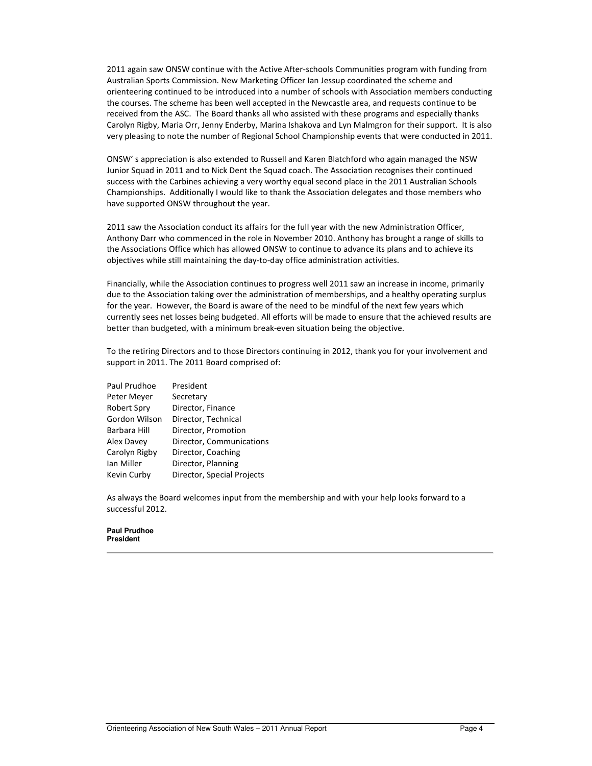2011 again saw ONSW continue with the Active After-schools Communities program with funding from Australian Sports Commission. New Marketing Officer Ian Jessup coordinated the scheme and orienteering continued to be introduced into a number of schools with Association members conducting the courses. The scheme has been well accepted in the Newcastle area, and requests continue to be received from the ASC. The Board thanks all who assisted with these programs and especially thanks Carolyn Rigby, Maria Orr, Jenny Enderby, Marina Ishakova and Lyn Malmgron for their support. It is also very pleasing to note the number of Regional School Championship events that were conducted in 2011.

ONSW' s appreciation is also extended to Russell and Karen Blatchford who again managed the NSW Junior Squad in 2011 and to Nick Dent the Squad coach. The Association recognises their continued success with the Carbines achieving a very worthy equal second place in the 2011 Australian Schools Championships. Additionally I would like to thank the Association delegates and those members who have supported ONSW throughout the year.

2011 saw the Association conduct its affairs for the full year with the new Administration Officer, Anthony Darr who commenced in the role in November 2010. Anthony has brought a range of skills to the Associations Office which has allowed ONSW to continue to advance its plans and to achieve its objectives while still maintaining the day-to-day office administration activities.

Financially, while the Association continues to progress well 2011 saw an increase in income, primarily due to the Association taking over the administration of memberships, and a healthy operating surplus for the year. However, the Board is aware of the need to be mindful of the next few years which currently sees net losses being budgeted. All efforts will be made to ensure that the achieved results are better than budgeted, with a minimum break-even situation being the objective.

To the retiring Directors and to those Directors continuing in 2012, thank you for your involvement and support in 2011. The 2011 Board comprised of:

| | |
|---|---|
| Paul Prudhoe | President |
| Peter Meyer | Secretary |
| Robert Spry | Director, Finance |
| Gordon Wilson | Director, Technical |
| Barbara Hill | Director, Promotion |
| Alex Davey | Director, Communications |
| Carolyn Rigby | Director, Coaching |
| Ian Miller | Director, Planning |
| Kevin Curby | Director, Special Projects |

As always the Board welcomes input from the membership and with your help looks forward to a successful 2012.

**Paul Prudhoe**
**President**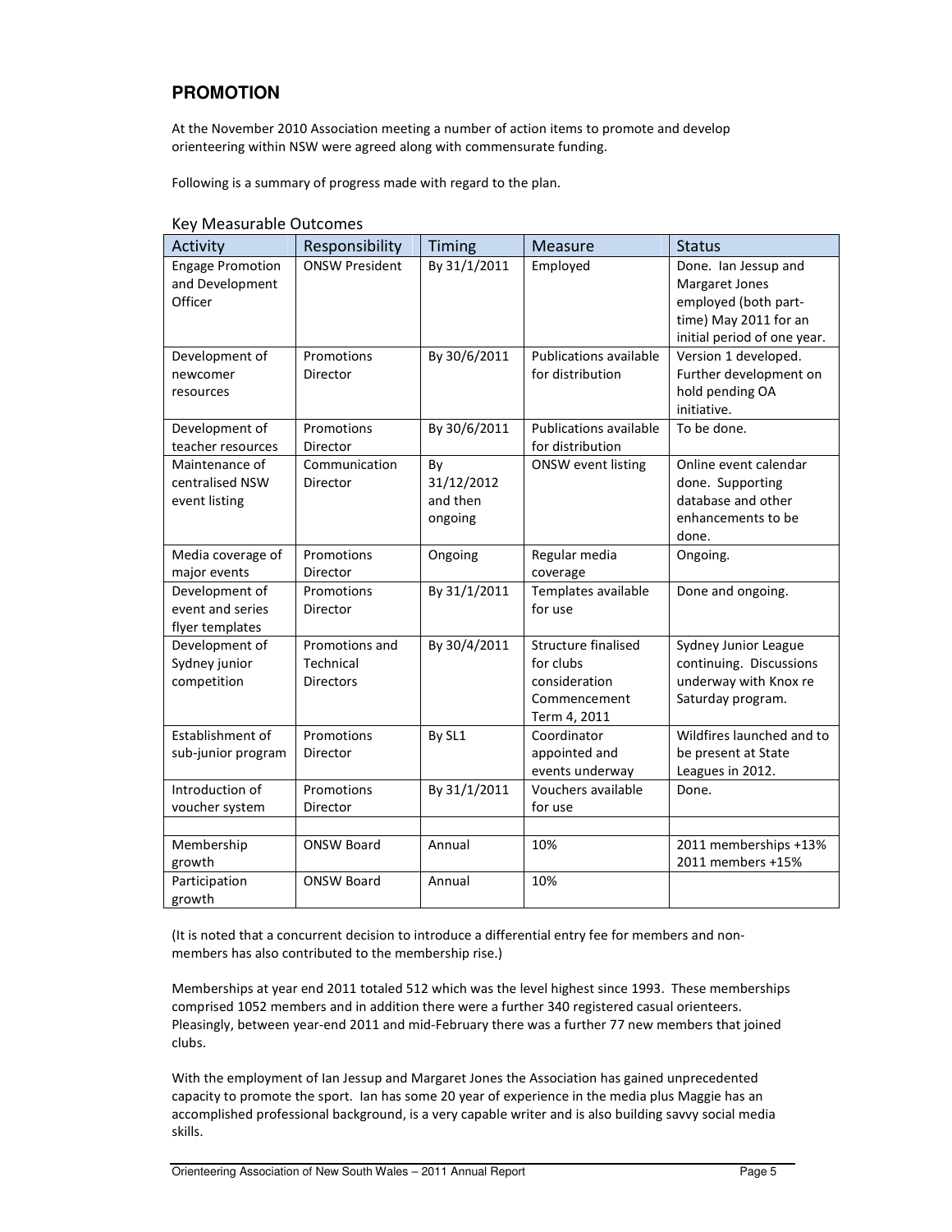## PROMOTION

At the November 2010 Association meeting a number of action items to promote and develop orienteering within NSW were agreed along with commensurate funding.

Following is a summary of progress made with regard to the plan.

Key Measurable Outcomes

| Activity | Responsibility | Timing | Measure | Status |
|---|---|---|---|---|
| Engage Promotion and Development Officer | ONSW President | By 31/1/2011 | Employed | Done. Ian Jessup and Margaret Jones employed (both part-time) May 2011 for an initial period of one year. |
| Development of newcomer resources | Promotions Director | By 30/6/2011 | Publications available for distribution | Version 1 developed. Further development on hold pending OA initiative. |
| Development of teacher resources | Promotions Director | By 30/6/2011 | Publications available for distribution | To be done. |
| Maintenance of centralised NSW event listing | Communication Director | By 31/12/2012 and then ongoing | ONSW event listing | Online event calendar done. Supporting database and other enhancements to be done. |
| Media coverage of major events | Promotions Director | Ongoing | Regular media coverage | Ongoing. |
| Development of event and series flyer templates | Promotions Director | By 31/1/2011 | Templates available for use | Done and ongoing. |
| Development of Sydney junior competition | Promotions and Technical Directors | By 30/4/2011 | Structure finalised for clubs consideration Commencement Term 4, 2011 | Sydney Junior League continuing. Discussions underway with Knox re Saturday program. |
| Establishment of sub-junior program | Promotions Director | By SL1 | Coordinator appointed and events underway | Wildfires launched and to be present at State Leagues in 2012. |
| Introduction of voucher system | Promotions Director | By 31/1/2011 | Vouchers available for use | Done. |
| | | | | |
| Membership growth | ONSW Board | Annual | 10% | 2011 memberships +13% 2011 members +15% |
| Participation growth | ONSW Board | Annual | 10% | |

(It is noted that a concurrent decision to introduce a differential entry fee for members and non-members has also contributed to the membership rise.)

Memberships at year end 2011 totaled 512 which was the level highest since 1993. These memberships comprised 1052 members and in addition there were a further 340 registered casual orienteers. Pleasingly, between year-end 2011 and mid-February there was a further 77 new members that joined clubs.

With the employment of Ian Jessup and Margaret Jones the Association has gained unprecedented capacity to promote the sport. Ian has some 20 year of experience in the media plus Maggie has an accomplished professional background, is a very capable writer and is also building savvy social media skills.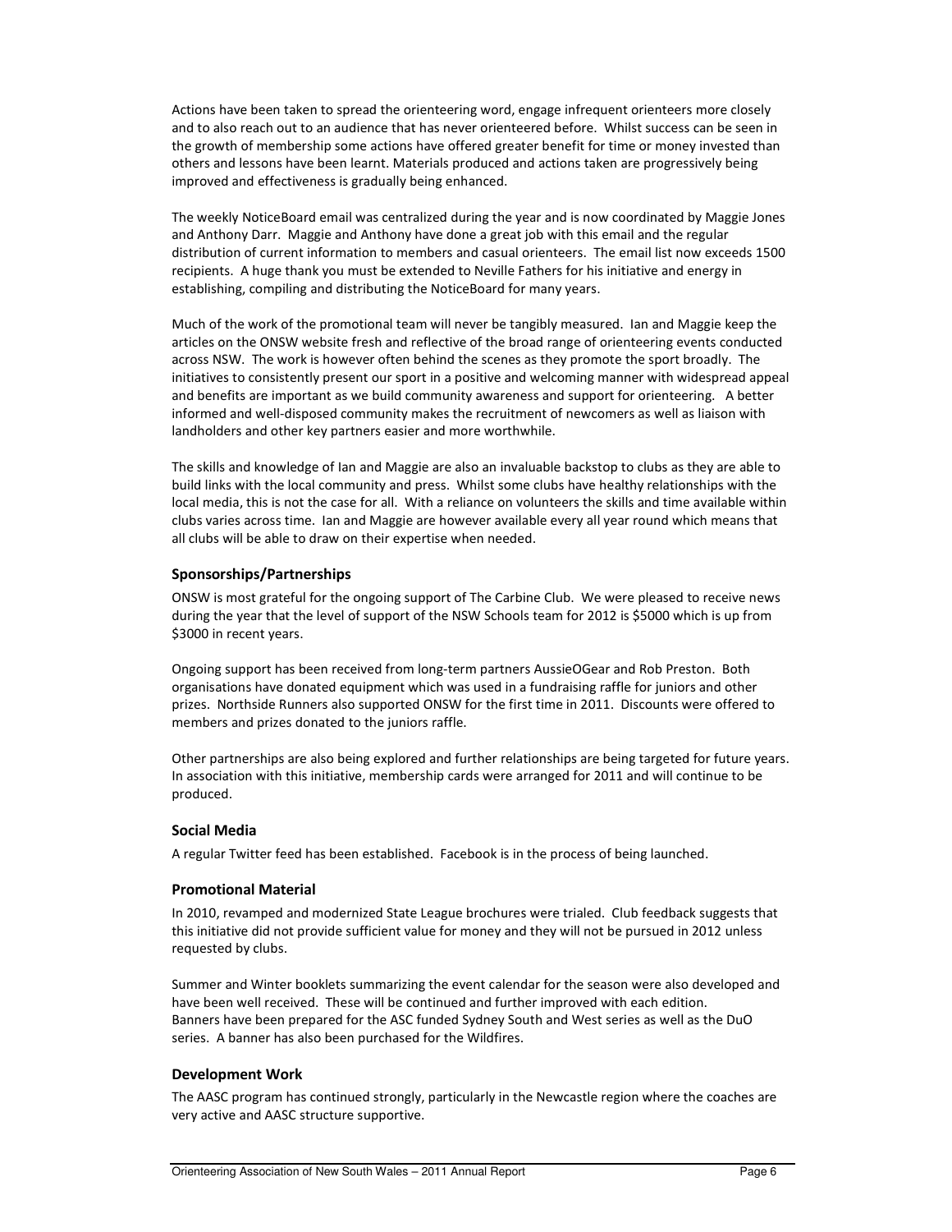Actions have been taken to spread the orienteering word, engage infrequent orienteers more closely and to also reach out to an audience that has never orienteered before. Whilst success can be seen in the growth of membership some actions have offered greater benefit for time or money invested than others and lessons have been learnt. Materials produced and actions taken are progressively being improved and effectiveness is gradually being enhanced.

The weekly NoticeBoard email was centralized during the year and is now coordinated by Maggie Jones and Anthony Darr. Maggie and Anthony have done a great job with this email and the regular distribution of current information to members and casual orienteers. The email list now exceeds 1500 recipients. A huge thank you must be extended to Neville Fathers for his initiative and energy in establishing, compiling and distributing the NoticeBoard for many years.

Much of the work of the promotional team will never be tangibly measured. Ian and Maggie keep the articles on the ONSW website fresh and reflective of the broad range of orienteering events conducted across NSW. The work is however often behind the scenes as they promote the sport broadly. The initiatives to consistently present our sport in a positive and welcoming manner with widespread appeal and benefits are important as we build community awareness and support for orienteering. A better informed and well-disposed community makes the recruitment of newcomers as well as liaison with landholders and other key partners easier and more worthwhile.

The skills and knowledge of Ian and Maggie are also an invaluable backstop to clubs as they are able to build links with the local community and press. Whilst some clubs have healthy relationships with the local media, this is not the case for all. With a reliance on volunteers the skills and time available within clubs varies across time. Ian and Maggie are however available every all year round which means that all clubs will be able to draw on their expertise when needed.

### Sponsorships/Partnerships

ONSW is most grateful for the ongoing support of The Carbine Club. We were pleased to receive news during the year that the level of support of the NSW Schools team for 2012 is $5000 which is up from $3000 in recent years.

Ongoing support has been received from long-term partners AussieOGear and Rob Preston. Both organisations have donated equipment which was used in a fundraising raffle for juniors and other prizes. Northside Runners also supported ONSW for the first time in 2011. Discounts were offered to members and prizes donated to the juniors raffle.

Other partnerships are also being explored and further relationships are being targeted for future years. In association with this initiative, membership cards were arranged for 2011 and will continue to be produced.

### Social Media

A regular Twitter feed has been established. Facebook is in the process of being launched.

### Promotional Material

In 2010, revamped and modernized State League brochures were trialed. Club feedback suggests that this initiative did not provide sufficient value for money and they will not be pursued in 2012 unless requested by clubs.

Summer and Winter booklets summarizing the event calendar for the season were also developed and have been well received. These will be continued and further improved with each edition.
Banners have been prepared for the ASC funded Sydney South and West series as well as the DuO series. A banner has also been purchased for the Wildfires.

### Development Work

The AASC program has continued strongly, particularly in the Newcastle region where the coaches are very active and AASC structure supportive.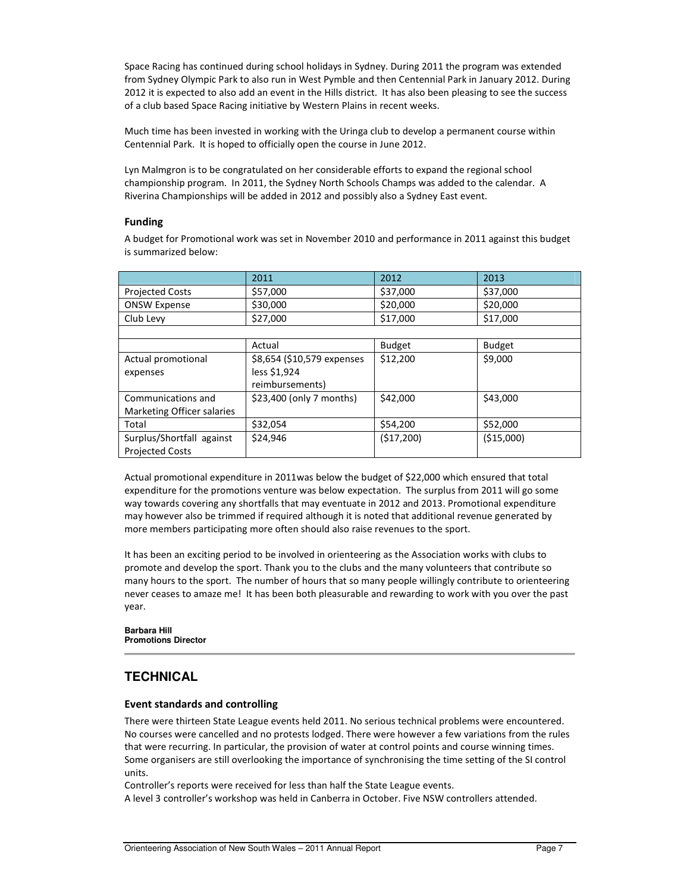Space Racing has continued during school holidays in Sydney. During 2011 the program was extended from Sydney Olympic Park to also run in West Pymble and then Centennial Park in January 2012. During 2012 it is expected to also add an event in the Hills district. It has also been pleasing to see the success of a club based Space Racing initiative by Western Plains in recent weeks.

Much time has been invested in working with the Uringa club to develop a permanent course within Centennial Park. It is hoped to officially open the course in June 2012.

Lyn Malmgron is to be congratulated on her considerable efforts to expand the regional school championship program. In 2011, the Sydney North Schools Champs was added to the calendar. A Riverina Championships will be added in 2012 and possibly also a Sydney East event.

### Funding

A budget for Promotional work was set in November 2010 and performance in 2011 against this budget is summarized below:

| | 2011 | 2012 | 2013 |
|---|---|---|---|
| Projected Costs | $57,000 | $37,000 | $37,000 |
| ONSW Expense | $30,000 | $20,000 | $20,000 |
| Club Levy | $27,000 | $17,000 | $17,000 |
| | | | |
| | Actual | Budget | Budget |
| Actual promotional expenses | $8,654 ($10,579 expenses less $1,924 reimbursements) | $12,200 | $9,000 |
| Communications and Marketing Officer salaries | $23,400 (only 7 months) | $42,000 | $43,000 |
| Total | $32,054 | $54,200 | $52,000 |
| Surplus/Shortfall against Projected Costs | $24,946 | ($17,200) | ($15,000) |

Actual promotional expenditure in 2011was below the budget of $22,000 which ensured that total expenditure for the promotions venture was below expectation. The surplus from 2011 will go some way towards covering any shortfalls that may eventuate in 2012 and 2013. Promotional expenditure may however also be trimmed if required although it is noted that additional revenue generated by more members participating more often should also raise revenues to the sport.

It has been an exciting period to be involved in orienteering as the Association works with clubs to promote and develop the sport. Thank you to the clubs and the many volunteers that contribute so many hours to the sport. The number of hours that so many people willingly contribute to orienteering never ceases to amaze me! It has been both pleasurable and rewarding to work with you over the past year.

**Barbara Hill**
**Promotions Director**

---

## TECHNICAL

### Event standards and controlling

There were thirteen State League events held 2011. No serious technical problems were encountered. No courses were cancelled and no protests lodged. There were however a few variations from the rules that were recurring. In particular, the provision of water at control points and course winning times. Some organisers are still overlooking the importance of synchronising the time setting of the SI control units.

Controller's reports were received for less than half the State League events.

A level 3 controller's workshop was held in Canberra in October. Five NSW controllers attended.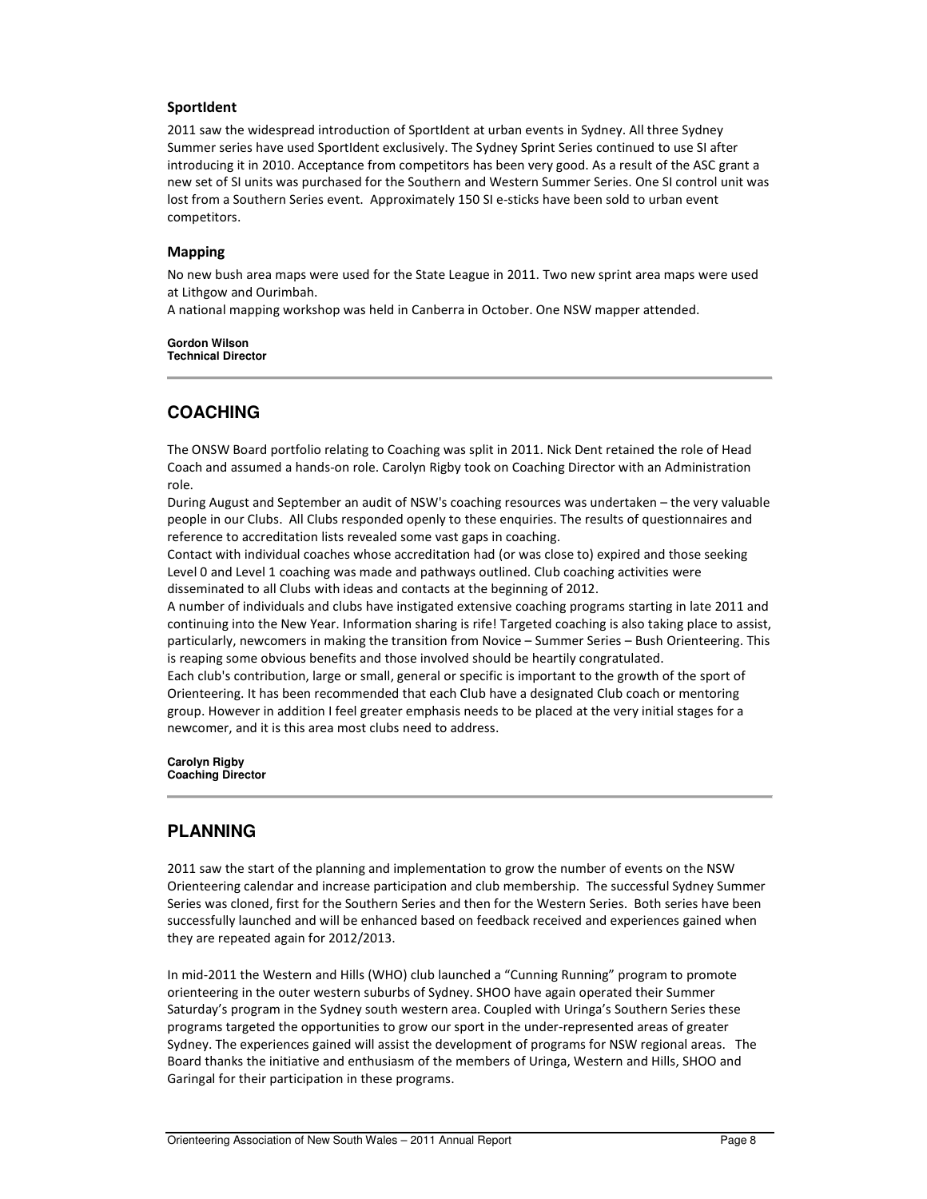### SportIdent

2011 saw the widespread introduction of SportIdent at urban events in Sydney. All three Sydney Summer series have used SportIdent exclusively. The Sydney Sprint Series continued to use SI after introducing it in 2010. Acceptance from competitors has been very good. As a result of the ASC grant a new set of SI units was purchased for the Southern and Western Summer Series. One SI control unit was lost from a Southern Series event. Approximately 150 SI e-sticks have been sold to urban event competitors.

### Mapping

No new bush area maps were used for the State League in 2011. Two new sprint area maps were used at Lithgow and Ourimbah.
A national mapping workshop was held in Canberra in October. One NSW mapper attended.

**Gordon Wilson**
**Technical Director**

---

## COACHING

The ONSW Board portfolio relating to Coaching was split in 2011. Nick Dent retained the role of Head Coach and assumed a hands-on role. Carolyn Rigby took on Coaching Director with an Administration role.
During August and September an audit of NSW's coaching resources was undertaken – the very valuable people in our Clubs. All Clubs responded openly to these enquiries. The results of questionnaires and reference to accreditation lists revealed some vast gaps in coaching.
Contact with individual coaches whose accreditation had (or was close to) expired and those seeking Level 0 and Level 1 coaching was made and pathways outlined. Club coaching activities were disseminated to all Clubs with ideas and contacts at the beginning of 2012.
A number of individuals and clubs have instigated extensive coaching programs starting in late 2011 and continuing into the New Year. Information sharing is rife! Targeted coaching is also taking place to assist, particularly, newcomers in making the transition from Novice – Summer Series – Bush Orienteering. This is reaping some obvious benefits and those involved should be heartily congratulated.
Each club's contribution, large or small, general or specific is important to the growth of the sport of Orienteering. It has been recommended that each Club have a designated Club coach or mentoring group. However in addition I feel greater emphasis needs to be placed at the very initial stages for a newcomer, and it is this area most clubs need to address.

**Carolyn Rigby**
**Coaching Director**

---

## PLANNING

2011 saw the start of the planning and implementation to grow the number of events on the NSW Orienteering calendar and increase participation and club membership. The successful Sydney Summer Series was cloned, first for the Southern Series and then for the Western Series. Both series have been successfully launched and will be enhanced based on feedback received and experiences gained when they are repeated again for 2012/2013.

In mid-2011 the Western and Hills (WHO) club launched a "Cunning Running" program to promote orienteering in the outer western suburbs of Sydney. SHOO have again operated their Summer Saturday's program in the Sydney south western area. Coupled with Uringa's Southern Series these programs targeted the opportunities to grow our sport in the under-represented areas of greater Sydney. The experiences gained will assist the development of programs for NSW regional areas. The Board thanks the initiative and enthusiasm of the members of Uringa, Western and Hills, SHOO and Garingal for their participation in these programs.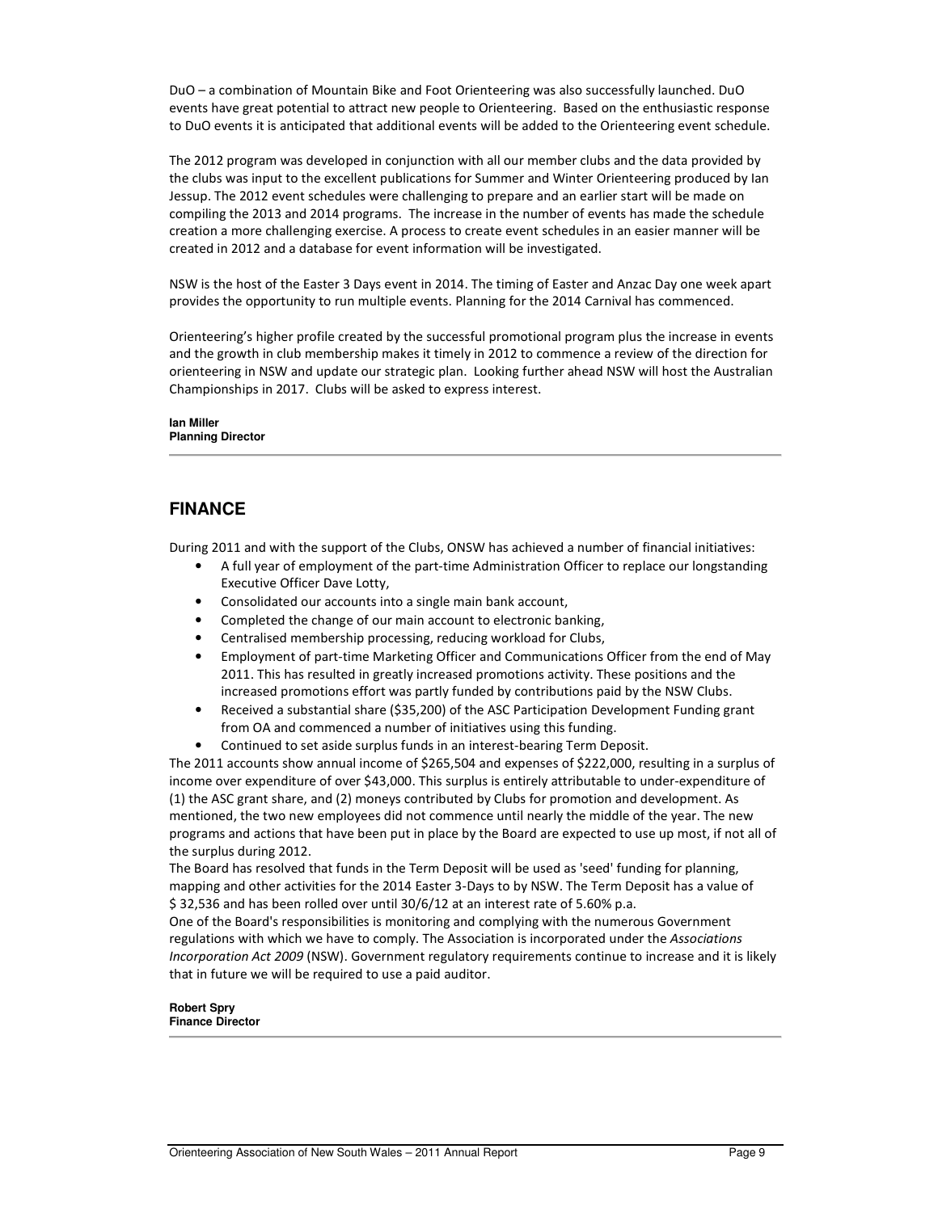DuO – a combination of Mountain Bike and Foot Orienteering was also successfully launched. DuO events have great potential to attract new people to Orienteering. Based on the enthusiastic response to DuO events it is anticipated that additional events will be added to the Orienteering event schedule.

The 2012 program was developed in conjunction with all our member clubs and the data provided by the clubs was input to the excellent publications for Summer and Winter Orienteering produced by Ian Jessup. The 2012 event schedules were challenging to prepare and an earlier start will be made on compiling the 2013 and 2014 programs. The increase in the number of events has made the schedule creation a more challenging exercise. A process to create event schedules in an easier manner will be created in 2012 and a database for event information will be investigated.

NSW is the host of the Easter 3 Days event in 2014. The timing of Easter and Anzac Day one week apart provides the opportunity to run multiple events. Planning for the 2014 Carnival has commenced.

Orienteering's higher profile created by the successful promotional program plus the increase in events and the growth in club membership makes it timely in 2012 to commence a review of the direction for orienteering in NSW and update our strategic plan. Looking further ahead NSW will host the Australian Championships in 2017. Clubs will be asked to express interest.

**Ian Miller**
**Planning Director**

## FINANCE

During 2011 and with the support of the Clubs, ONSW has achieved a number of financial initiatives:

- A full year of employment of the part-time Administration Officer to replace our longstanding Executive Officer Dave Lotty,
- Consolidated our accounts into a single main bank account,
- Completed the change of our main account to electronic banking,
- Centralised membership processing, reducing workload for Clubs,
- Employment of part-time Marketing Officer and Communications Officer from the end of May 2011. This has resulted in greatly increased promotions activity. These positions and the increased promotions effort was partly funded by contributions paid by the NSW Clubs.
- Received a substantial share ($35,200) of the ASC Participation Development Funding grant from OA and commenced a number of initiatives using this funding.
- Continued to set aside surplus funds in an interest-bearing Term Deposit.

The 2011 accounts show annual income of $265,504 and expenses of $222,000, resulting in a surplus of income over expenditure of over $43,000. This surplus is entirely attributable to under-expenditure of (1) the ASC grant share, and (2) moneys contributed by Clubs for promotion and development. As mentioned, the two new employees did not commence until nearly the middle of the year. The new programs and actions that have been put in place by the Board are expected to use up most, if not all of the surplus during 2012.

The Board has resolved that funds in the Term Deposit will be used as 'seed' funding for planning, mapping and other activities for the 2014 Easter 3-Days to by NSW. The Term Deposit has a value of $ 32,536 and has been rolled over until 30/6/12 at an interest rate of 5.60% p.a.

One of the Board's responsibilities is monitoring and complying with the numerous Government regulations with which we have to comply. The Association is incorporated under the *Associations Incorporation Act 2009* (NSW). Government regulatory requirements continue to increase and it is likely that in future we will be required to use a paid auditor.

**Robert Spry**
**Finance Director**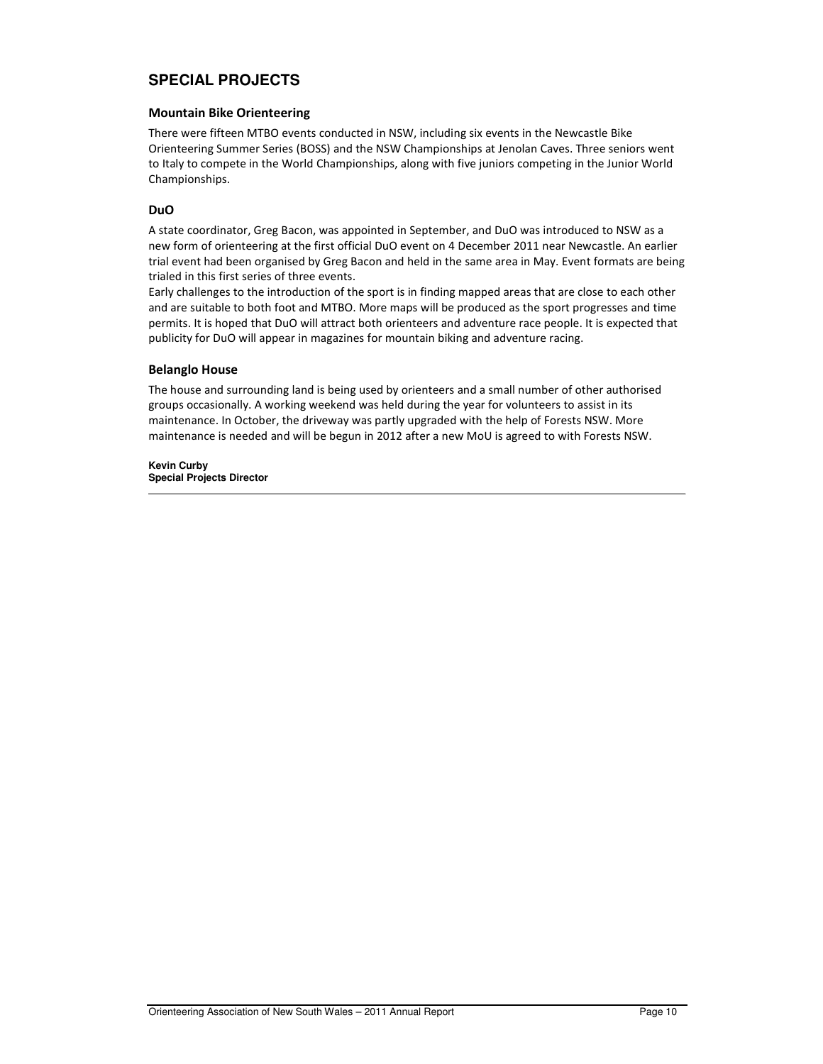## SPECIAL PROJECTS

### Mountain Bike Orienteering

There were fifteen MTBO events conducted in NSW, including six events in the Newcastle Bike Orienteering Summer Series (BOSS) and the NSW Championships at Jenolan Caves. Three seniors went to Italy to compete in the World Championships, along with five juniors competing in the Junior World Championships.

### DuO

A state coordinator, Greg Bacon, was appointed in September, and DuO was introduced to NSW as a new form of orienteering at the first official DuO event on 4 December 2011 near Newcastle. An earlier trial event had been organised by Greg Bacon and held in the same area in May. Event formats are being trialed in this first series of three events.

Early challenges to the introduction of the sport is in finding mapped areas that are close to each other and are suitable to both foot and MTBO. More maps will be produced as the sport progresses and time permits. It is hoped that DuO will attract both orienteers and adventure race people. It is expected that publicity for DuO will appear in magazines for mountain biking and adventure racing.

### Belanglo House

The house and surrounding land is being used by orienteers and a small number of other authorised groups occasionally. A working weekend was held during the year for volunteers to assist in its maintenance. In October, the driveway was partly upgraded with the help of Forests NSW. More maintenance is needed and will be begun in 2012 after a new MoU is agreed to with Forests NSW.

**Kevin Curby**
**Special Projects Director**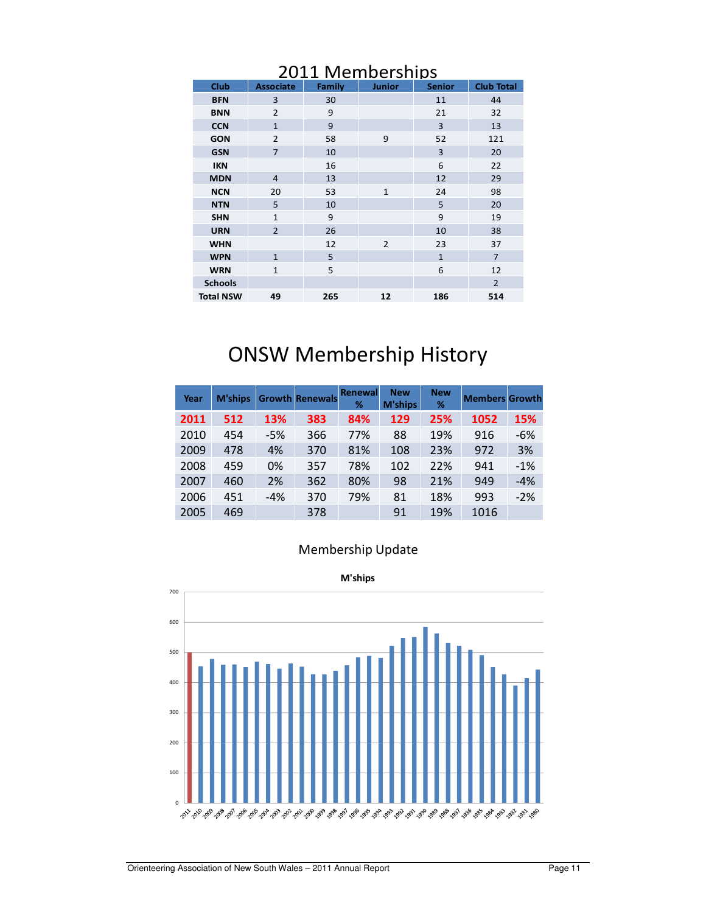## 2011 Memberships

| Club | Associate | Family | Junior | Senior | Club Total |
|---|---|---|---|---|---|
| BFN | 3 | 30 | | 11 | 44 |
| BNN | 2 | 9 | | 21 | 32 |
| CCN | 1 | 9 | | 3 | 13 |
| GON | 2 | 58 | 9 | 52 | 121 |
| GSN | 7 | 10 | | 3 | 20 |
| IKN | | 16 | | 6 | 22 |
| MDN | 4 | 13 | | 12 | 29 |
| NCN | 20 | 53 | 1 | 24 | 98 |
| NTN | 5 | 10 | | 5 | 20 |
| SHN | 1 | 9 | | 9 | 19 |
| URN | 2 | 26 | | 10 | 38 |
| WHN | | 12 | 2 | 23 | 37 |
| WPN | 1 | 5 | | 1 | 7 |
| WRN | 1 | 5 | | 6 | 12 |
| Schools | | | | | 2 |
| Total NSW | 49 | 265 | 12 | 186 | 514 |

# ONSW Membership History

| Year | M'ships | Growth | Renewals | Renewal % | New M'ships | New % | Members | Growth |
|---|---|---|---|---|---|---|---|---|
| **2011** | **512** | **13%** | **383** | **84%** | **129** | **25%** | **1052** | **15%** |
| 2010 | 454 | -5% | 366 | 77% | 88 | 19% | 916 | -6% |
| 2009 | 478 | 4% | 370 | 81% | 108 | 23% | 972 | 3% |
| 2008 | 459 | 0% | 357 | 78% | 102 | 22% | 941 | -1% |
| 2007 | 460 | 2% | 362 | 80% | 98 | 21% | 949 | -4% |
| 2006 | 451 | -4% | 370 | 79% | 81 | 18% | 993 | -2% |
| 2005 | 469 | | 378 | | 91 | 19% | 1016 | |

Membership Update

**M'ships**

(Bar chart of M'ships by year, 2011 to 1980; y-axis 0–700)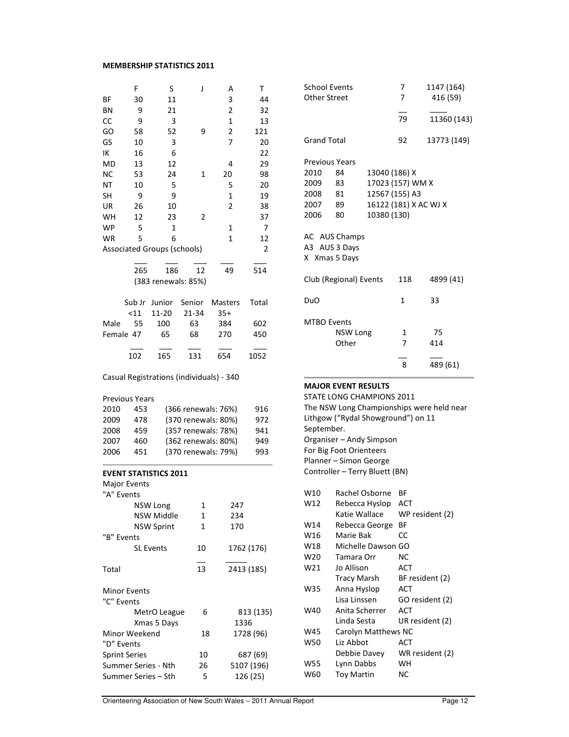**MEMBERSHIP STATISTICS 2011**

| | F | S | J | A | T |
|---|---|---|---|---|---|
| BF | 30 | 11 | | 3 | 44 |
| BN | 9 | 21 | | 2 | 32 |
| CC | 9 | 3 | | 1 | 13 |
| GO | 58 | 52 | 9 | 2 | 121 |
| GS | 10 | 3 | | 7 | 20 |
| IK | 16 | 6 | | | 22 |
| MD | 13 | 12 | | 4 | 29 |
| NC | 53 | 24 | 1 | 20 | 98 |
| NT | 10 | 5 | | 5 | 20 |
| SH | 9 | 9 | | 1 | 19 |
| UR | 26 | 10 | | 2 | 38 |
| WH | 12 | 23 | 2 | | 37 |
| WP | 5 | 1 | | 1 | 7 |
| WR | 5 | 6 | | 1 | 12 |
| Associated Groups (schools) | | | | | 2 |
| | 265 | 186 | 12 | 49 | 514 |

(383 renewals: 85%)

| | Sub Jr <11 | Junior 11-20 | Senior 21-34 | Masters 35+ | Total |
|---|---|---|---|---|---|
| Male | 55 | 100 | 63 | 384 | 602 |
| Female | 47 | 65 | 68 | 270 | 450 |
| | 102 | 165 | 131 | 654 | 1052 |

Casual Registrations (individuals) - 340

Previous Years

| | | | |
|---|---|---|---|
| 2010 | 453 | (366 renewals: 76%) | 916 |
| 2009 | 478 | (370 renewals: 80%) | 972 |
| 2008 | 459 | (357 renewals: 78%) | 941 |
| 2007 | 460 | (362 renewals: 80%) | 949 |
| 2006 | 451 | (370 renewals: 79%) | 993 |

**EVENT STATISTICS 2011**

| | | |
|---|---|---|
| **Major Events** | | |
| "A" Events | | |
| NSW Long | 1 | 247 |
| NSW Middle | 1 | 234 |
| NSW Sprint | 1 | 170 |
| "B" Events | | |
| SL Events | 10 | 1762 (176) |
| Total | 13 | 2413 (185) |
| **Minor Events** | | |
| "C" Events | | |
| MetrO League | 6 | 813 (135) |
| Xmas 5 Days | | 1336 |
| Minor Weekend | 18 | 1728 (96) |
| "D" Events | | |
| Sprint Series | 10 | 687 (69) |
| Summer Series - Nth | 26 | 5107 (196) |
| Summer Series – Sth | 5 | 126 (25) |
| School Events | 7 | 1147 (164) |
| Other Street | 7 | 416 (59) |
| | 79 | 11360 (143) |
| Grand Total | 92 | 13773 (149) |

Previous Years

| | | |
|---|---|---|
| 2010 | 84 | 13040 (186) X |
| 2009 | 83 | 17023 (157) WM X |
| 2008 | 81 | 12567 (155) A3 |
| 2007 | 89 | 16122 (181) X AC WJ X |
| 2006 | 80 | 10380 (130) |

AC AUS Champs
A3 AUS 3 Days
X Xmas 5 Days

| | | |
|---|---|---|
| Club (Regional) Events | 118 | 4899 (41) |
| DuO | 1 | 33 |
| MTBO Events | | |
| NSW Long | 1 | 75 |
| Other | 7 | 414 |
| | 8 | 489 (61) |

**MAJOR EVENT RESULTS**

STATE LONG CHAMPIONS 2011

The NSW Long Championships were held near Lithgow ("Rydal Showground") on 11 September.

Organiser – Andy Simpson
For Big Foot Orienteers
Planner – Simon George
Controller – Terry Bluett (BN)

| | | |
|---|---|---|
| W10 | Rachel Osborne | BF |
| W12 | Rebecca Hyslop | ACT |
| | Katie Wallace | WP resident (2) |
| W14 | Rebecca George | BF |
| W16 | Marie Bak | CC |
| W18 | Michelle Dawson | GO |
| W20 | Tamara Orr | NC |
| W21 | Jo Allison | ACT |
| | Tracy Marsh | BF resident (2) |
| W35 | Anna Hyslop | ACT |
| | Lisa Linssen | GO resident (2) |
| W40 | Anita Scherrer | ACT |
| | Linda Sesta | UR resident (2) |
| W45 | Carolyn Matthews | NC |
| W50 | Liz Abbot | ACT |
| | Debbie Davey | WR resident (2) |
| W55 | Lynn Dabbs | WH |
| W60 | Toy Martin | NC |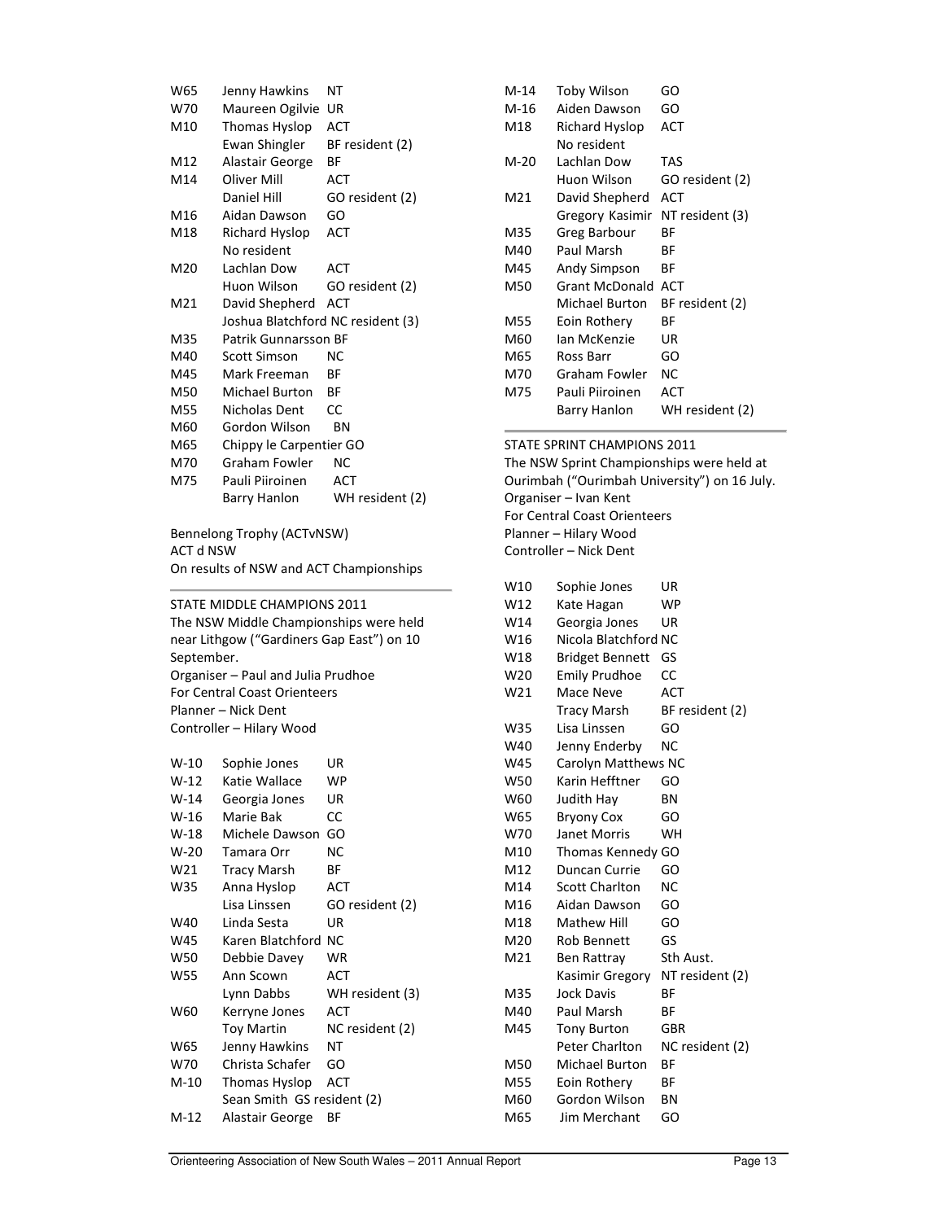| | | |
|---|---|---|
| W65 | Jenny Hawkins | NT |
| W70 | Maureen Ogilvie | UR |
| M10 | Thomas Hyslop | ACT |
| | Ewan Shingler | BF resident (2) |
| M12 | Alastair George | BF |
| M14 | Oliver Mill | ACT |
| | Daniel Hill | GO resident (2) |
| M16 | Aidan Dawson | GO |
| M18 | Richard Hyslop | ACT |
| | No resident | |
| M20 | Lachlan Dow | ACT |
| | Huon Wilson | GO resident (2) |
| M21 | David Shepherd | ACT |
| | Joshua Blatchford | NC resident (3) |
| M35 | Patrik Gunnarsson | BF |
| M40 | Scott Simson | NC |
| M45 | Mark Freeman | BF |
| M50 | Michael Burton | BF |
| M55 | Nicholas Dent | CC |
| M60 | Gordon Wilson | BN |
| M65 | Chippy le Carpentier | GO |
| M70 | Graham Fowler | NC |
| M75 | Pauli Piiroinen | ACT |
| | Barry Hanlon | WH resident (2) |

Bennelong Trophy (ACTvNSW)
ACT d NSW
On results of NSW and ACT Championships

## STATE MIDDLE CHAMPIONS 2011

The NSW Middle Championships were held near Lithgow ("Gardiners Gap East") on 10 September.
Organiser – Paul and Julia Prudhoe
For Central Coast Orienteers
Planner – Nick Dent
Controller – Hilary Wood

| | | |
|---|---|---|
| W-10 | Sophie Jones | UR |
| W-12 | Katie Wallace | WP |
| W-14 | Georgia Jones | UR |
| W-16 | Marie Bak | CC |
| W-18 | Michele Dawson | GO |
| W-20 | Tamara Orr | NC |
| W21 | Tracy Marsh | BF |
| W35 | Anna Hyslop | ACT |
| | Lisa Linssen | GO resident (2) |
| W40 | Linda Sesta | UR |
| W45 | Karen Blatchford | NC |
| W50 | Debbie Davey | WR |
| W55 | Ann Scown | ACT |
| | Lynn Dabbs | WH resident (3) |
| W60 | Kerryne Jones | ACT |
| | Toy Martin | NC resident (2) |
| W65 | Jenny Hawkins | NT |
| W70 | Christa Schafer | GO |
| M-10 | Thomas Hyslop | ACT |
| | Sean Smith | GS resident (2) |
| M-12 | Alastair George | BF |
| M-14 | Toby Wilson | GO |
| M-16 | Aiden Dawson | GO |
| M18 | Richard Hyslop | ACT |
| | No resident | |
| M-20 | Lachlan Dow | TAS |
| | Huon Wilson | GO resident (2) |
| M21 | David Shepherd | ACT |
| | Gregory Kasimir | NT resident (3) |
| M35 | Greg Barbour | BF |
| M40 | Paul Marsh | BF |
| M45 | Andy Simpson | BF |
| M50 | Grant McDonald | ACT |
| | Michael Burton | BF resident (2) |
| M55 | Eoin Rothery | BF |
| M60 | Ian McKenzie | UR |
| M65 | Ross Barr | GO |
| M70 | Graham Fowler | NC |
| M75 | Pauli Piiroinen | ACT |
| | Barry Hanlon | WH resident (2) |

## STATE SPRINT CHAMPIONS 2011

The NSW Sprint Championships were held at Ourimbah ("Ourimbah University") on 16 July.
Organiser – Ivan Kent
For Central Coast Orienteers
Planner – Hilary Wood
Controller – Nick Dent

| | | |
|---|---|---|
| W10 | Sophie Jones | UR |
| W12 | Kate Hagan | WP |
| W14 | Georgia Jones | UR |
| W16 | Nicola Blatchford | NC |
| W18 | Bridget Bennett | GS |
| W20 | Emily Prudhoe | CC |
| W21 | Mace Neve | ACT |
| | Tracy Marsh | BF resident (2) |
| W35 | Lisa Linssen | GO |
| W40 | Jenny Enderby | NC |
| W45 | Carolyn Matthews | NC |
| W50 | Karin Hefftner | GO |
| W60 | Judith Hay | BN |
| W65 | Bryony Cox | GO |
| W70 | Janet Morris | WH |
| M10 | Thomas Kennedy | GO |
| M12 | Duncan Currie | GO |
| M14 | Scott Charlton | NC |
| M16 | Aidan Dawson | GO |
| M18 | Mathew Hill | GO |
| M20 | Rob Bennett | GS |
| M21 | Ben Rattray | Sth Aust. |
| | Kasimir Gregory | NT resident (2) |
| M35 | Jock Davis | BF |
| M40 | Paul Marsh | BF |
| M45 | Tony Burton | GBR |
| | Peter Charlton | NC resident (2) |
| M50 | Michael Burton | BF |
| M55 | Eoin Rothery | BF |
| M60 | Gordon Wilson | BN |
| M65 | Jim Merchant | GO |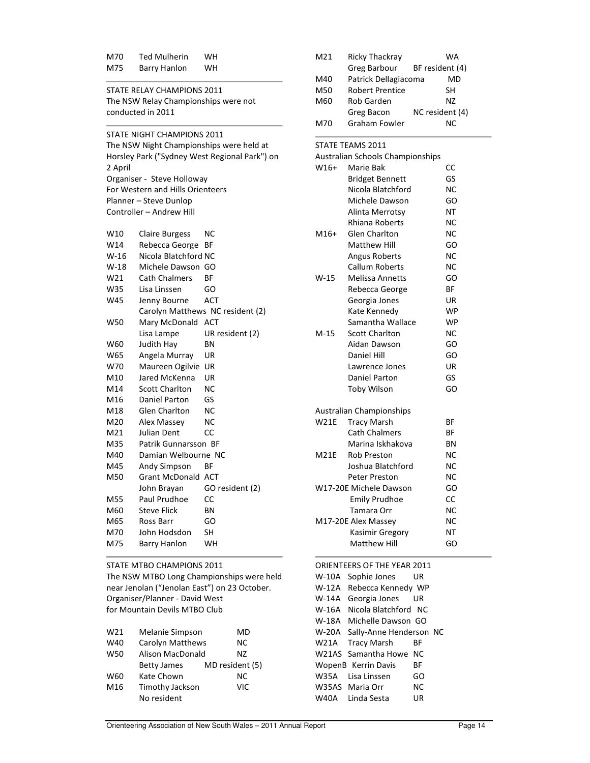| | | |
|---|---|---|
| M70 | Ted Mulherin | WH |
| M75 | Barry Hanlon | WH |

## STATE RELAY CHAMPIONS 2011

The NSW Relay Championships were not conducted in 2011

## STATE NIGHT CHAMPIONS 2011

The NSW Night Championships were held at Horsley Park ("Sydney West Regional Park") on 2 April

Organiser - Steve Holloway
For Western and Hills Orienteers
Planner – Steve Dunlop
Controller – Andrew Hill

| | | |
|---|---|---|
| W10 | Claire Burgess | NC |
| W14 | Rebecca George | BF |
| W-16 | Nicola Blatchford | NC |
| W-18 | Michele Dawson | GO |
| W21 | Cath Chalmers | BF |
| W35 | Lisa Linssen | GO |
| W45 | Jenny Bourne | ACT |
| | Carolyn Matthews | NC resident (2) |
| W50 | Mary McDonald | ACT |
| | Lisa Lampe | UR resident (2) |
| W60 | Judith Hay | BN |
| W65 | Angela Murray | UR |
| W70 | Maureen Ogilvie | UR |
| M10 | Jared McKenna | UR |
| M14 | Scott Charlton | NC |
| M16 | Daniel Parton | GS |
| M18 | Glen Charlton | NC |
| M20 | Alex Massey | NC |
| M21 | Julian Dent | CC |
| M35 | Patrik Gunnarsson | BF |
| M40 | Damian Welbourne | NC |
| M45 | Andy Simpson | BF |
| M50 | Grant McDonald | ACT |
| | John Brayan | GO resident (2) |
| M55 | Paul Prudhoe | CC |
| M60 | Steve Flick | BN |
| M65 | Ross Barr | GO |
| M70 | John Hodsdon | SH |
| M75 | Barry Hanlon | WH |

## STATE MTBO CHAMPIONS 2011

The NSW MTBO Long Championships were held near Jenolan ("Jenolan East") on 23 October.
Organiser/Planner - David West
for Mountain Devils MTBO Club

| | | |
|---|---|---|
| W21 | Melanie Simpson | MD |
| W40 | Carolyn Matthews | NC |
| W50 | Alison MacDonald | NZ |
| | Betty James | MD resident (5) |
| W60 | Kate Chown | NC |
| M16 | Timothy Jackson | VIC |
| | No resident | |
| M21 | Ricky Thackray | WA |
| | Greg Barbour | BF resident (4) |
| M40 | Patrick Dellagiacoma | MD |
| M50 | Robert Prentice | SH |
| M60 | Rob Garden | NZ |
| | Greg Bacon | NC resident (4) |
| M70 | Graham Fowler | NC |

## STATE TEAMS 2011

### Australian Schools Championships

| | | |
|---|---|---|
| W16+ | Marie Bak | CC |
| | Bridget Bennett | GS |
| | Nicola Blatchford | NC |
| | Michele Dawson | GO |
| | Alinta Merrotsy | NT |
| | Rhiana Roberts | NC |
| M16+ | Glen Charlton | NC |
| | Matthew Hill | GO |
| | Angus Roberts | NC |
| | Callum Roberts | NC |
| W-15 | Melissa Annetts | GO |
| | Rebecca George | BF |
| | Georgia Jones | UR |
| | Kate Kennedy | WP |
| | Samantha Wallace | WP |
| M-15 | Scott Charlton | NC |
| | Aidan Dawson | GO |
| | Daniel Hill | GO |
| | Lawrence Jones | UR |
| | Daniel Parton | GS |
| | Toby Wilson | GO |

### Australian Championships

| | | |
|---|---|---|
| W21E | Tracy Marsh | BF |
| | Cath Chalmers | BF |
| | Marina Iskhakova | BN |
| M21E | Rob Preston | NC |
| | Joshua Blatchford | NC |
| | Peter Preston | NC |
| W17-20E | Michele Dawson | GO |
| | Emily Prudhoe | CC |
| | Tamara Orr | NC |
| M17-20E | Alex Massey | NC |
| | Kasimir Gregory | NT |
| | Matthew Hill | GO |

## ORIENTEERS OF THE YEAR 2011

| | | |
|---|---|---|
| W-10A | Sophie Jones | UR |
| W-12A | Rebecca Kennedy | WP |
| W-14A | Georgia Jones | UR |
| W-16A | Nicola Blatchford | NC |
| W-18A | Michelle Dawson | GO |
| W-20A | Sally-Anne Henderson | NC |
| W21A | Tracy Marsh | BF |
| W21AS | Samantha Howe | NC |
| WopenB | Kerrin Davis | BF |
| W35A | Lisa Linssen | GO |
| W35AS | Maria Orr | NC |
| W40A | Linda Sesta | UR |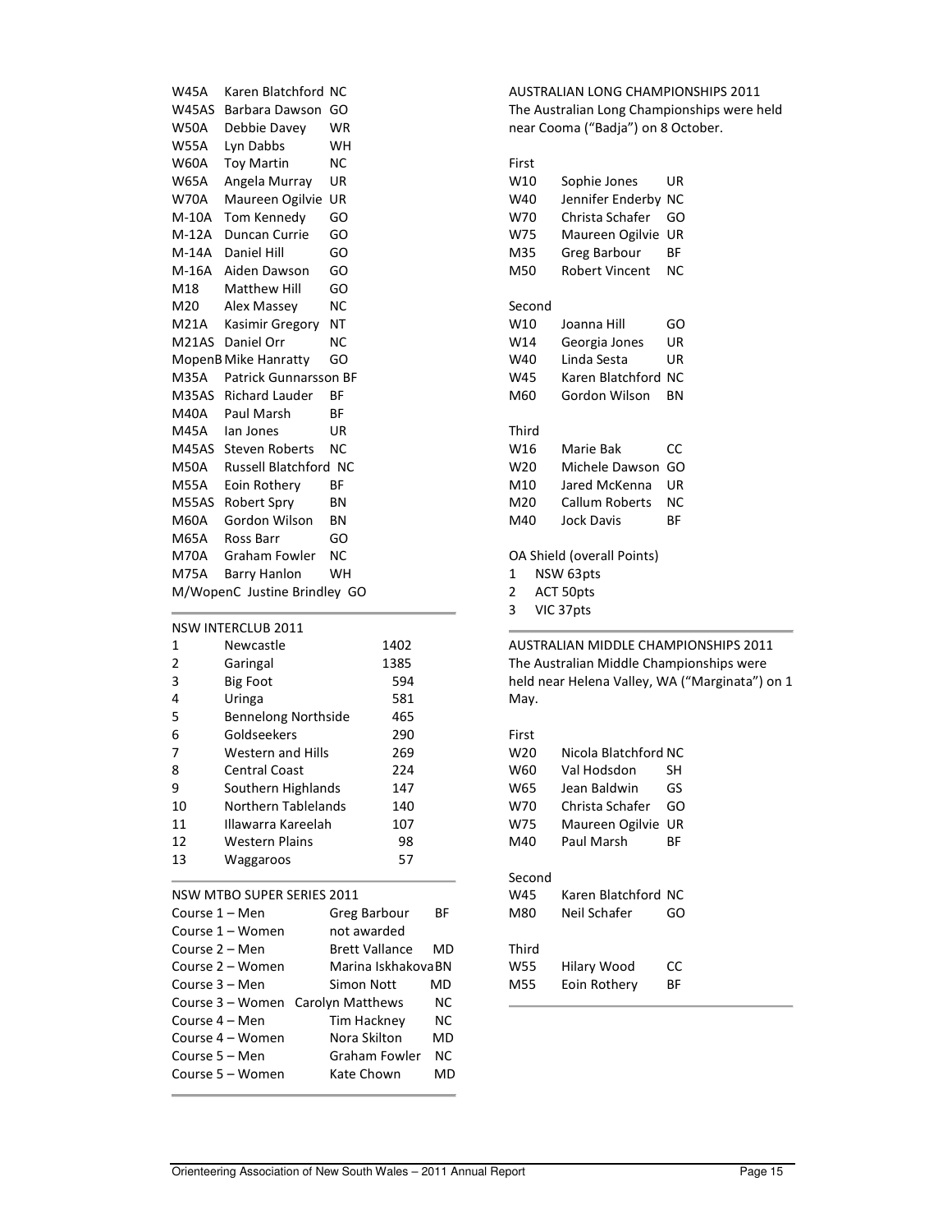| | | |
|---|---|---|
| W45A | Karen Blatchford | NC |
| W45AS | Barbara Dawson | GO |
| W50A | Debbie Davey | WR |
| W55A | Lyn Dabbs | WH |
| W60A | Toy Martin | NC |
| W65A | Angela Murray | UR |
| W70A | Maureen Ogilvie | UR |
| M-10A | Tom Kennedy | GO |
| M-12A | Duncan Currie | GO |
| M-14A | Daniel Hill | GO |
| M-16A | Aiden Dawson | GO |
| M18 | Matthew Hill | GO |
| M20 | Alex Massey | NC |
| M21A | Kasimir Gregory | NT |
| M21AS | Daniel Orr | NC |
| MopenB | Mike Hanratty | GO |
| M35A | Patrick Gunnarsson | BF |
| M35AS | Richard Lauder | BF |
| M40A | Paul Marsh | BF |
| M45A | Ian Jones | UR |
| M45AS | Steven Roberts | NC |
| M50A | Russell Blatchford | NC |
| M55A | Eoin Rothery | BF |
| M55AS | Robert Spry | BN |
| M60A | Gordon Wilson | BN |
| M65A | Ross Barr | GO |
| M70A | Graham Fowler | NC |
| M75A | Barry Hanlon | WH |
| M/WopenC | Justine Brindley | GO |

NSW INTERCLUB 2011

| | | |
|---|---|---|
| 1 | Newcastle | 1402 |
| 2 | Garingal | 1385 |
| 3 | Big Foot | 594 |
| 4 | Uringa | 581 |
| 5 | Bennelong Northside | 465 |
| 6 | Goldseekers | 290 |
| 7 | Western and Hills | 269 |
| 8 | Central Coast | 224 |
| 9 | Southern Highlands | 147 |
| 10 | Northern Tablelands | 140 |
| 11 | Illawarra Kareelah | 107 |
| 12 | Western Plains | 98 |
| 13 | Waggaroos | 57 |

NSW MTBO SUPER SERIES 2011

| | | |
|---|---|---|
| Course 1 – Men | Greg Barbour | BF |
| Course 1 – Women | not awarded | |
| Course 2 – Men | Brett Vallance | MD |
| Course 2 – Women | Marina Iskhakova | BN |
| Course 3 – Men | Simon Nott | MD |
| Course 3 – Women | Carolyn Matthews | NC |
| Course 4 – Men | Tim Hackney | NC |
| Course 4 – Women | Nora Skilton | MD |
| Course 5 – Men | Graham Fowler | NC |
| Course 5 – Women | Kate Chown | MD |

AUSTRALIAN LONG CHAMPIONSHIPS 2011

The Australian Long Championships were held near Cooma ("Badja") on 8 October.

First

| | | |
|---|---|---|
| W10 | Sophie Jones | UR |
| W40 | Jennifer Enderby | NC |
| W70 | Christa Schafer | GO |
| W75 | Maureen Ogilvie | UR |
| M35 | Greg Barbour | BF |
| M50 | Robert Vincent | NC |

Second

| | | |
|---|---|---|
| W10 | Joanna Hill | GO |
| W14 | Georgia Jones | UR |
| W40 | Linda Sesta | UR |
| W45 | Karen Blatchford | NC |
| M60 | Gordon Wilson | BN |

Third

| | | |
|---|---|---|
| W16 | Marie Bak | CC |
| W20 | Michele Dawson | GO |
| M10 | Jared McKenna | UR |
| M20 | Callum Roberts | NC |
| M40 | Jock Davis | BF |

OA Shield (overall Points)

1. NSW 63pts
2. ACT 50pts
3. VIC 37pts

AUSTRALIAN MIDDLE CHAMPIONSHIPS 2011

The Australian Middle Championships were held near Helena Valley, WA ("Marginata") on 1 May.

First

| | | |
|---|---|---|
| W20 | Nicola Blatchford | NC |
| W60 | Val Hodsdon | SH |
| W65 | Jean Baldwin | GS |
| W70 | Christa Schafer | GO |
| W75 | Maureen Ogilvie | UR |
| M40 | Paul Marsh | BF |

Second

| | | |
|---|---|---|
| W45 | Karen Blatchford | NC |
| M80 | Neil Schafer | GO |

Third

| | | |
|---|---|---|
| W55 | Hilary Wood | CC |
| M55 | Eoin Rothery | BF |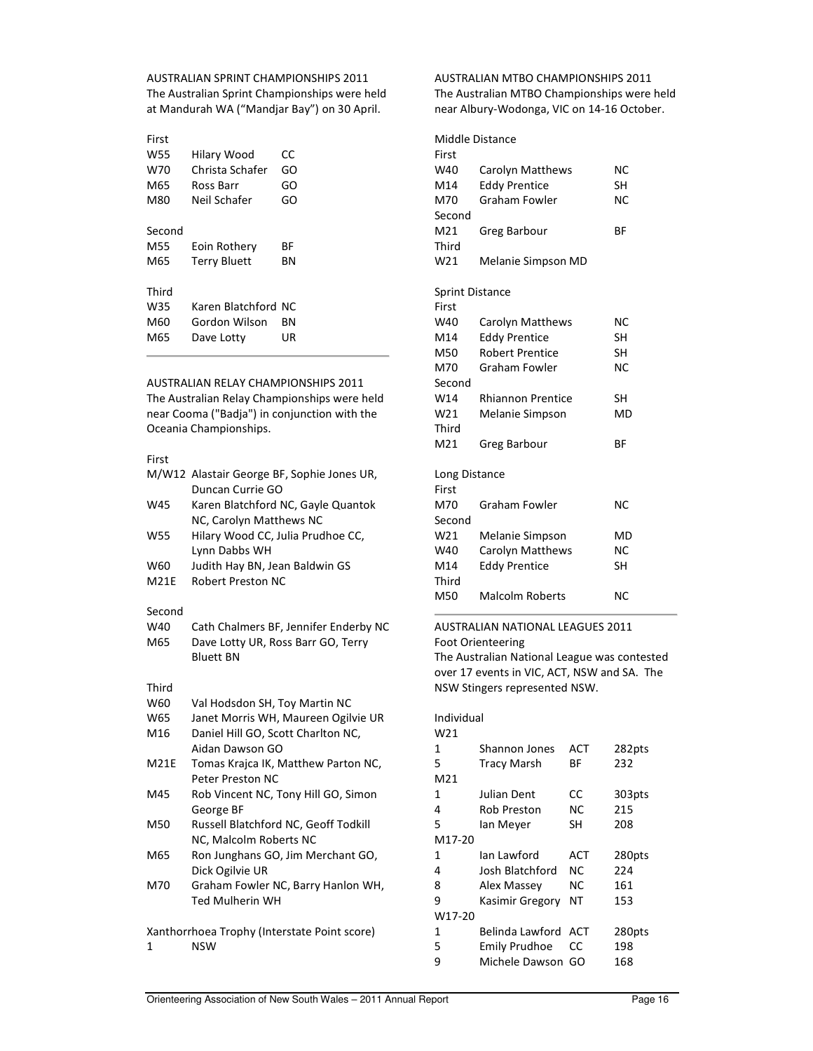## AUSTRALIAN SPRINT CHAMPIONSHIPS 2011

The Australian Sprint Championships were held at Mandurah WA ("Mandjar Bay") on 30 April.

First

| | | |
|---|---|---|
| W55 | Hilary Wood | CC |
| W70 | Christa Schafer | GO |
| M65 | Ross Barr | GO |
| M80 | Neil Schafer | GO |

Second

| | | |
|---|---|---|
| M55 | Eoin Rothery | BF |
| M65 | Terry Bluett | BN |

Third

| | | |
|---|---|---|
| W35 | Karen Blatchford | NC |
| M60 | Gordon Wilson | BN |
| M65 | Dave Lotty | UR |

## AUSTRALIAN RELAY CHAMPIONSHIPS 2011

The Australian Relay Championships were held near Cooma ("Badja") in conjunction with the Oceania Championships.

First

| | |
|---|---|
| M/W12 | Alastair George BF, Sophie Jones UR, Duncan Currie GO |
| W45 | Karen Blatchford NC, Gayle Quantok NC, Carolyn Matthews NC |
| W55 | Hilary Wood CC, Julia Prudhoe CC, Lynn Dabbs WH |
| W60 | Judith Hay BN, Jean Baldwin GS |
| M21E | Robert Preston NC |

Second

| | |
|---|---|
| W40 | Cath Chalmers BF, Jennifer Enderby NC |
| M65 | Dave Lotty UR, Ross Barr GO, Terry Bluett BN |

Third

| | |
|---|---|
| W60 | Val Hodsdon SH, Toy Martin NC |
| W65 | Janet Morris WH, Maureen Ogilvie UR |
| M16 | Daniel Hill GO, Scott Charlton NC, Aidan Dawson GO |
| M21E | Tomas Krajca IK, Matthew Parton NC, Peter Preston NC |
| M45 | Rob Vincent NC, Tony Hill GO, Simon George BF |
| M50 | Russell Blatchford NC, Geoff Todkill NC, Malcolm Roberts NC |
| M65 | Ron Junghans GO, Jim Merchant GO, Dick Ogilvie UR |
| M70 | Graham Fowler NC, Barry Hanlon WH, Ted Mulherin WH |

Xanthorrhoea Trophy (Interstate Point score)

1 NSW

## AUSTRALIAN MTBO CHAMPIONSHIPS 2011

The Australian MTBO Championships were held near Albury-Wodonga, VIC on 14-16 October.

Middle Distance

First

| | | |
|---|---|---|
| W40 | Carolyn Matthews | NC |
| M14 | Eddy Prentice | SH |
| M70 | Graham Fowler | NC |

Second

| | | |
|---|---|---|
| M21 | Greg Barbour | BF |

Third

| | | |
|---|---|---|
| W21 | Melanie Simpson | MD |

Sprint Distance

First

| | | |
|---|---|---|
| W40 | Carolyn Matthews | NC |
| M14 | Eddy Prentice | SH |
| M50 | Robert Prentice | SH |
| M70 | Graham Fowler | NC |

Second

| | | |
|---|---|---|
| W14 | Rhiannon Prentice | SH |
| W21 | Melanie Simpson | MD |

Third

| | | |
|---|---|---|
| M21 | Greg Barbour | BF |

Long Distance

First

| | | |
|---|---|---|
| M70 | Graham Fowler | NC |

Second

| | | |
|---|---|---|
| W21 | Melanie Simpson | MD |
| W40 | Carolyn Matthews | NC |
| M14 | Eddy Prentice | SH |

Third

| | | |
|---|---|---|
| M50 | Malcolm Roberts | NC |

## AUSTRALIAN NATIONAL LEAGUES 2011

Foot Orienteering

The Australian National League was contested over 17 events in VIC, ACT, NSW and SA. The NSW Stingers represented NSW.

Individual

W21

| | | | |
|---|---|---|---|
| 1 | Shannon Jones | ACT | 282pts |
| 5 | Tracy Marsh | BF | 232 |

M21

| | | | |
|---|---|---|---|
| 1 | Julian Dent | CC | 303pts |
| 4 | Rob Preston | NC | 215 |
| 5 | Ian Meyer | SH | 208 |

M17-20

| | | | |
|---|---|---|---|
| 1 | Ian Lawford | ACT | 280pts |
| 4 | Josh Blatchford | NC | 224 |
| 8 | Alex Massey | NC | 161 |
| 9 | Kasimir Gregory | NT | 153 |

W17-20

| | | | |
|---|---|---|---|
| 1 | Belinda Lawford | ACT | 280pts |
| 5 | Emily Prudhoe | CC | 198 |
| 9 | Michele Dawson | GO | 168 |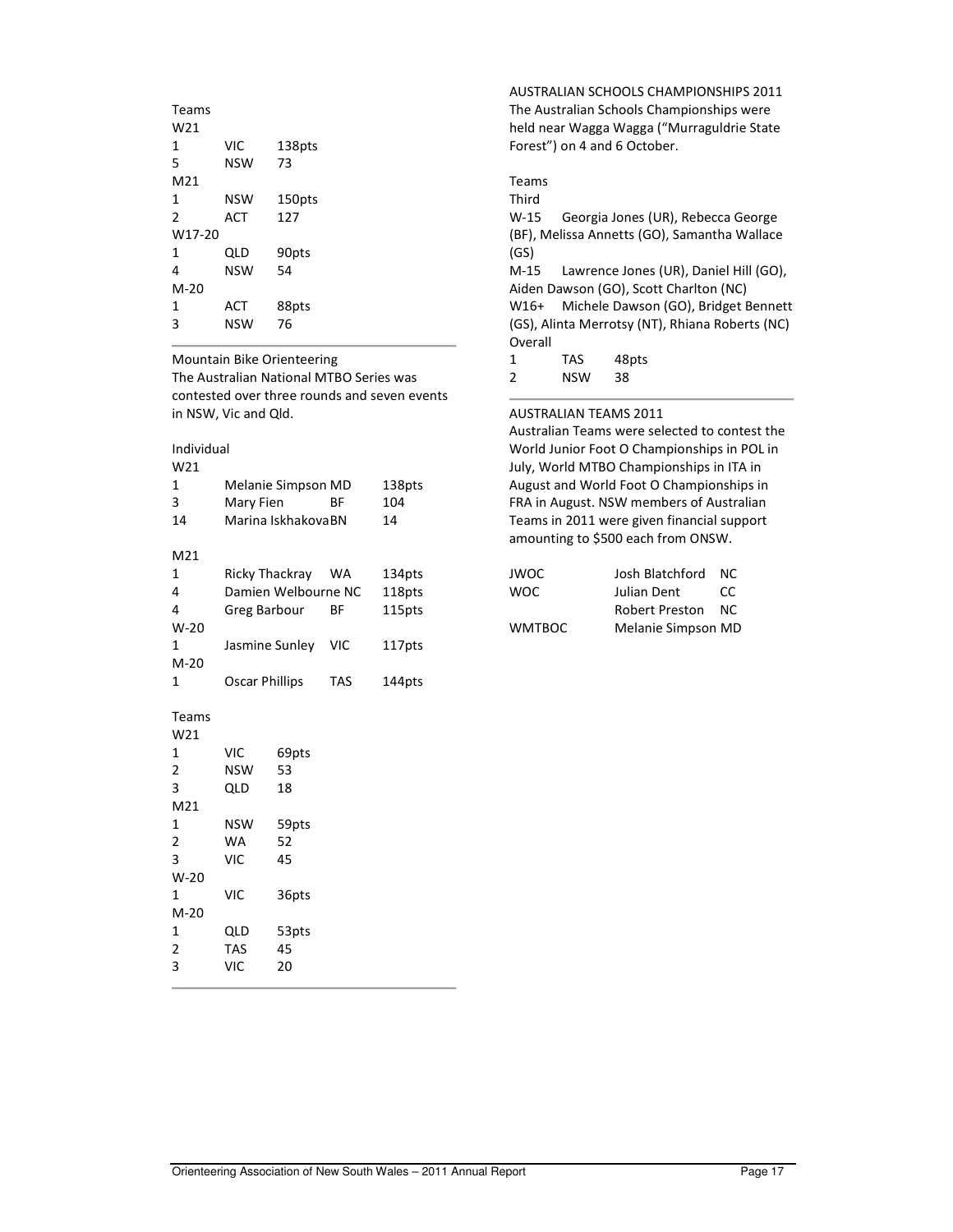Teams

W21

| | | |
|---|---|---|
| 1 | VIC | 138pts |
| 5 | NSW | 73 |

M21

| | | |
|---|---|---|
| 1 | NSW | 150pts |
| 2 | ACT | 127 |

W17-20

| | | |
|---|---|---|
| 1 | QLD | 90pts |
| 4 | NSW | 54 |

M-20

| | | |
|---|---|---|
| 1 | ACT | 88pts |
| 3 | NSW | 76 |

---

Mountain Bike Orienteering

The Australian National MTBO Series was contested over three rounds and seven events in NSW, Vic and Qld.

Individual

W21

| | | | |
|---|---|---|---|
| 1 | Melanie Simpson | MD | 138pts |
| 3 | Mary Fien | BF | 104 |
| 14 | Marina Iskhakova | BN | 14 |

M21

| | | | |
|---|---|---|---|
| 1 | Ricky Thackray | WA | 134pts |
| 4 | Damien Welbourne | NC | 118pts |
| 4 | Greg Barbour | BF | 115pts |

W-20

| | | | |
|---|---|---|---|
| 1 | Jasmine Sunley | VIC | 117pts |

M-20

| | | | |
|---|---|---|---|
| 1 | Oscar Phillips | TAS | 144pts |

Teams

W21

| | | |
|---|---|---|
| 1 | VIC | 69pts |
| 2 | NSW | 53 |
| 3 | QLD | 18 |

M21

| | | |
|---|---|---|
| 1 | NSW | 59pts |
| 2 | WA | 52 |
| 3 | VIC | 45 |

W-20

| | | |
|---|---|---|
| 1 | VIC | 36pts |

M-20

| | | |
|---|---|---|
| 1 | QLD | 53pts |
| 2 | TAS | 45 |
| 3 | VIC | 20 |

---

AUSTRALIAN SCHOOLS CHAMPIONSHIPS 2011

The Australian Schools Championships were held near Wagga Wagga ("Murraguldrie State Forest") on 4 and 6 October.

Teams

Third

W-15 Georgia Jones (UR), Rebecca George (BF), Melissa Annetts (GO), Samantha Wallace (GS)

M-15 Lawrence Jones (UR), Daniel Hill (GO), Aiden Dawson (GO), Scott Charlton (NC)

W16+ Michele Dawson (GO), Bridget Bennett (GS), Alinta Merrotsy (NT), Rhiana Roberts (NC)

Overall

| | | |
|---|---|---|
| 1 | TAS | 48pts |
| 2 | NSW | 38 |

---

AUSTRALIAN TEAMS 2011

Australian Teams were selected to contest the World Junior Foot O Championships in POL in July, World MTBO Championships in ITA in August and World Foot O Championships in FRA in August. NSW members of Australian Teams in 2011 were given financial support amounting to $500 each from ONSW.

| | | |
|---|---|---|
| JWOC | Josh Blatchford | NC |
| WOC | Julian Dent | CC |
| | Robert Preston | NC |
| WMTBOC | Melanie Simpson | MD |